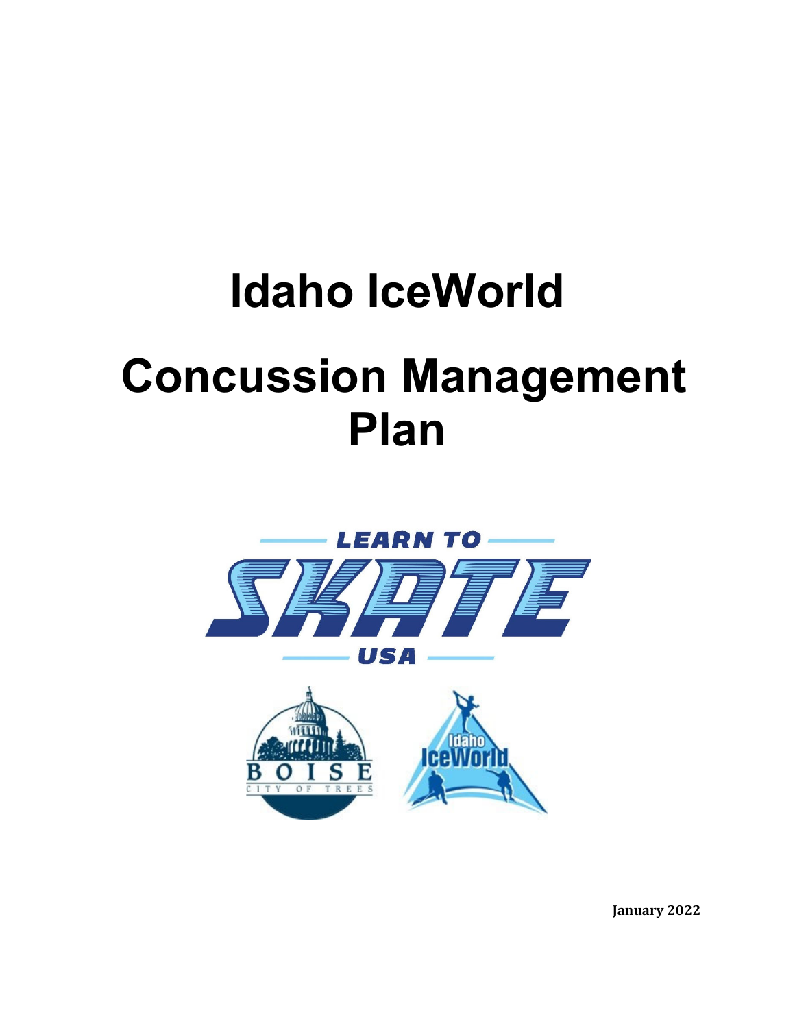# Idaho IceWorld

# Concussion Management Plan

LEARN TO SKATE USA

BOISE CITY OF TREES

Idaho IceWorld

**January 2022**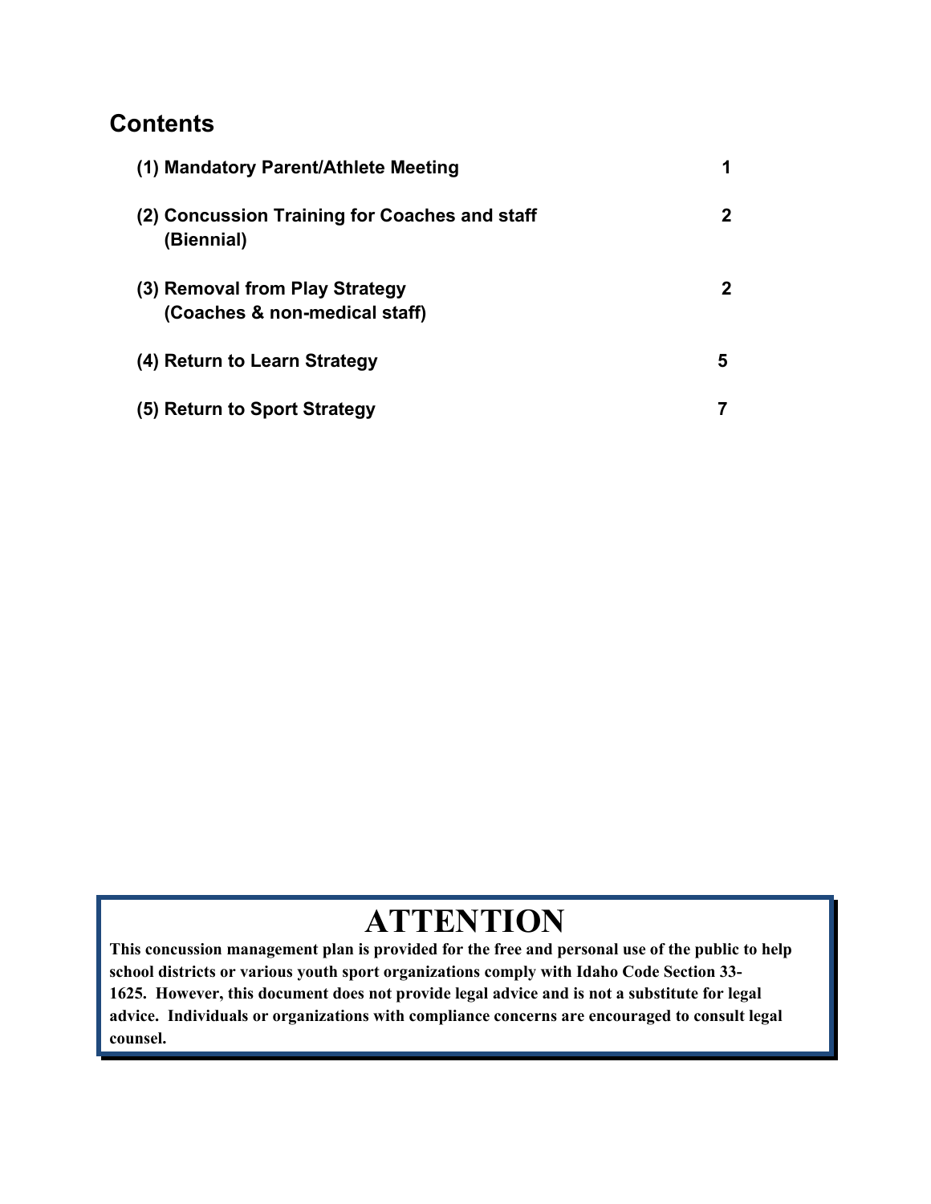## Contents

| | |
|---|---|
| **(1) Mandatory Parent/Athlete Meeting** | **1** |
| **(2) Concussion Training for Coaches and staff (Biennial)** | **2** |
| **(3) Removal from Play Strategy (Coaches & non-medical staff)** | **2** |
| **(4) Return to Learn Strategy** | **5** |
| **(5) Return to Sport Strategy** | **7** |

# ATTENTION

**This concussion management plan is provided for the free and personal use of the public to help school districts or various youth sport organizations comply with Idaho Code Section 33-1625. However, this document does not provide legal advice and is not a substitute for legal advice. Individuals or organizations with compliance concerns are encouraged to consult legal counsel.**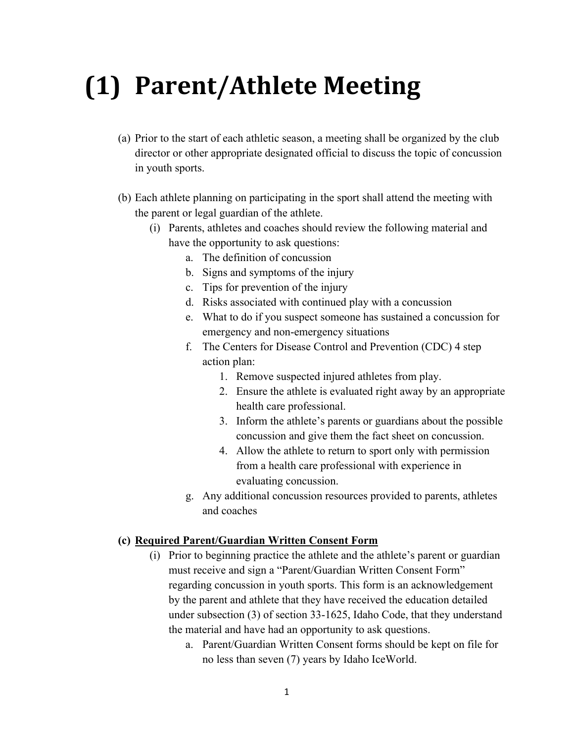# (1) Parent/Athlete Meeting

(a) Prior to the start of each athletic season, a meeting shall be organized by the club director or other appropriate designated official to discuss the topic of concussion in youth sports.

(b) Each athlete planning on participating in the sport shall attend the meeting with the parent or legal guardian of the athlete.

- (i) Parents, athletes and coaches should review the following material and have the opportunity to ask questions:
  - a. The definition of concussion
  - b. Signs and symptoms of the injury
  - c. Tips for prevention of the injury
  - d. Risks associated with continued play with a concussion
  - e. What to do if you suspect someone has sustained a concussion for emergency and non-emergency situations
  - f. The Centers for Disease Control and Prevention (CDC) 4 step action plan:
    1. Remove suspected injured athletes from play.
    2. Ensure the athlete is evaluated right away by an appropriate health care professional.
    3. Inform the athlete's parents or guardians about the possible concussion and give them the fact sheet on concussion.
    4. Allow the athlete to return to sport only with permission from a health care professional with experience in evaluating concussion.
  - g. Any additional concussion resources provided to parents, athletes and coaches

**(c) <u>Required Parent/Guardian Written Consent Form</u>**

- (i) Prior to beginning practice the athlete and the athlete's parent or guardian must receive and sign a "Parent/Guardian Written Consent Form" regarding concussion in youth sports. This form is an acknowledgement by the parent and athlete that they have received the education detailed under subsection (3) of section 33-1625, Idaho Code, that they understand the material and have had an opportunity to ask questions.
  - a. Parent/Guardian Written Consent forms should be kept on file for no less than seven (7) years by Idaho IceWorld.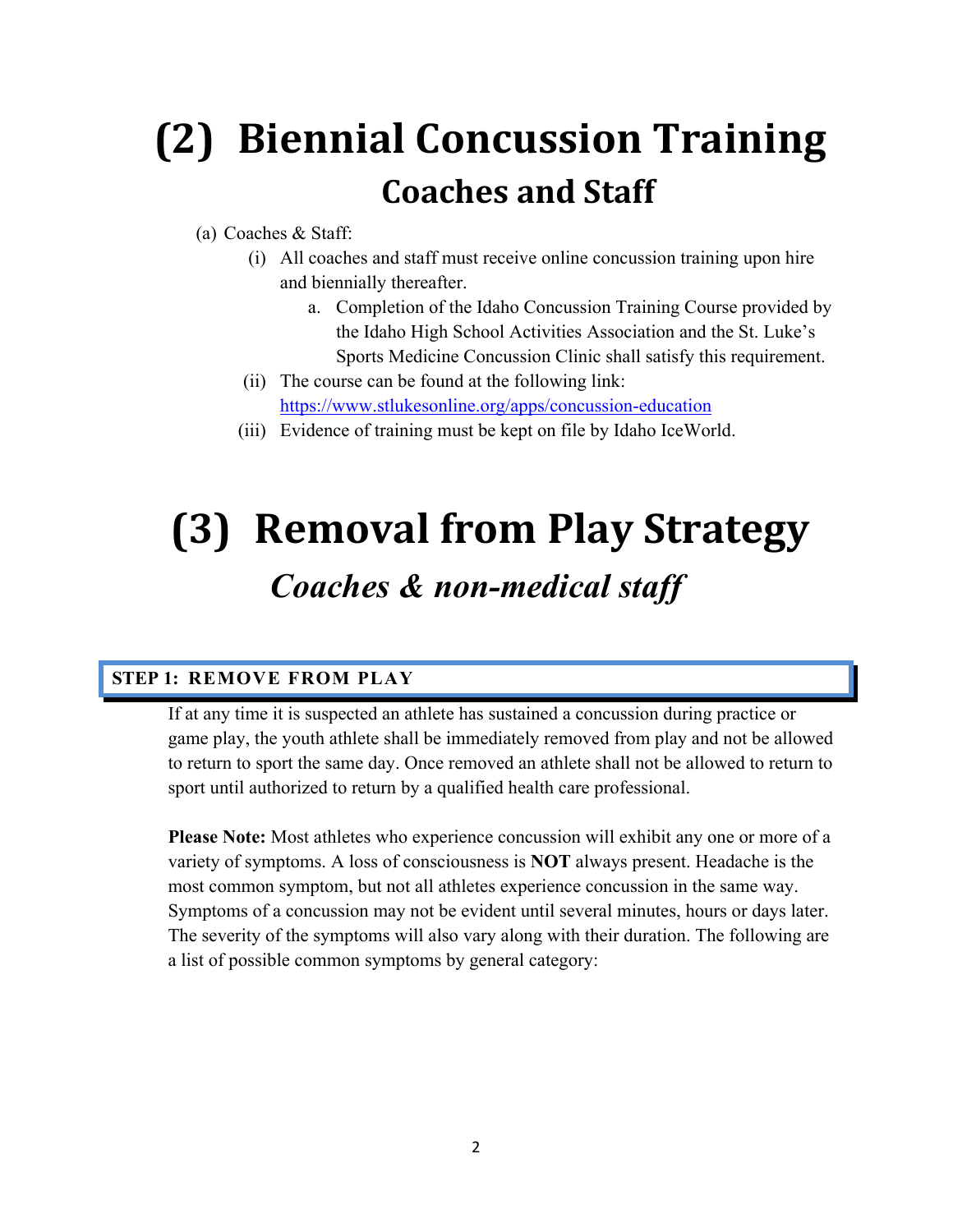# (2) Biennial Concussion Training

## Coaches and Staff

(a) Coaches & Staff:

- (i) All coaches and staff must receive online concussion training upon hire and biennially thereafter.
  - a. Completion of the Idaho Concussion Training Course provided by the Idaho High School Activities Association and the St. Luke's Sports Medicine Concussion Clinic shall satisfy this requirement.
- (ii) The course can be found at the following link: https://www.stlukesonline.org/apps/concussion-education
- (iii) Evidence of training must be kept on file by Idaho IceWorld.

# (3) Removal from Play Strategy

## *Coaches & non-medical staff*

### STEP 1: REMOVE FROM PLAY

If at any time it is suspected an athlete has sustained a concussion during practice or game play, the youth athlete shall be immediately removed from play and not be allowed to return to sport the same day. Once removed an athlete shall not be allowed to return to sport until authorized to return by a qualified health care professional.

**Please Note:** Most athletes who experience concussion will exhibit any one or more of a variety of symptoms. A loss of consciousness is **NOT** always present. Headache is the most common symptom, but not all athletes experience concussion in the same way. Symptoms of a concussion may not be evident until several minutes, hours or days later. The severity of the symptoms will also vary along with their duration. The following are a list of possible common symptoms by general category: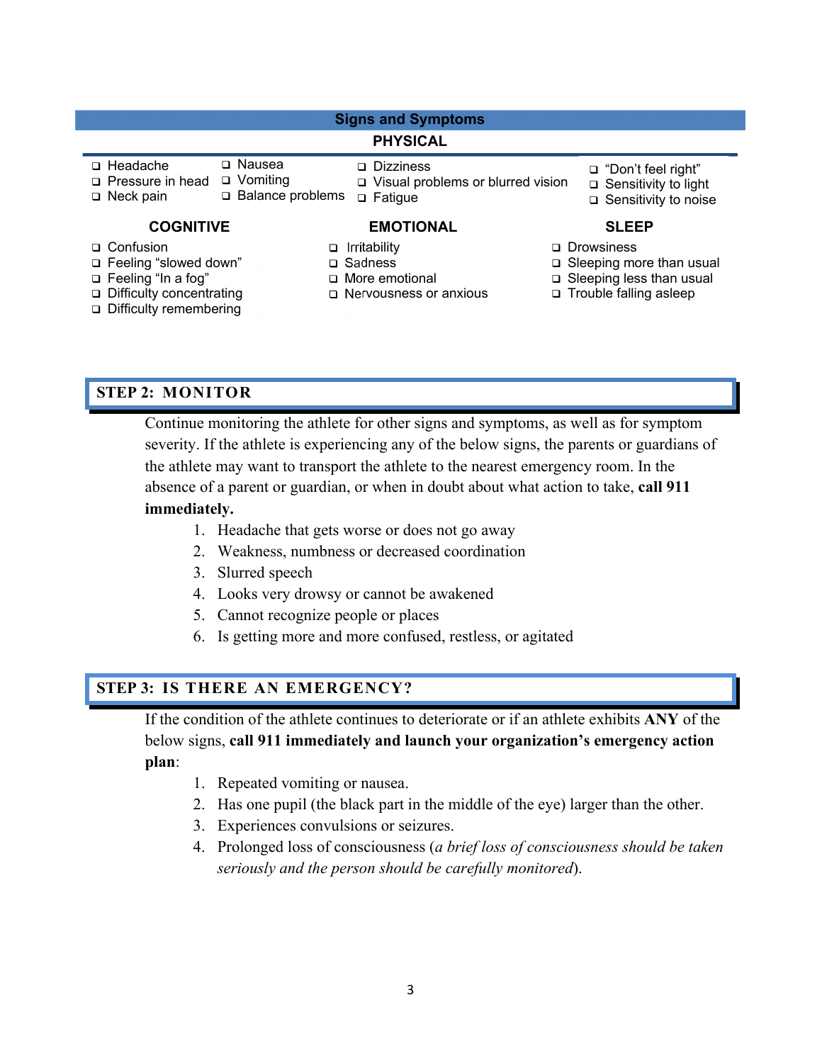## Signs and Symptoms

### PHYSICAL

- ❑ Headache
- ❑ Pressure in head
- ❑ Neck pain
- ❑ Nausea
- ❑ Vomiting
- ❑ Balance problems
- ❑ Dizziness
- ❑ Visual problems or blurred vision
- ❑ Fatigue
- ❑ "Don't feel right"
- ❑ Sensitivity to light
- ❑ Sensitivity to noise

### COGNITIVE

- ❑ Confusion
- ❑ Feeling "slowed down"
- ❑ Feeling "In a fog"
- ❑ Difficulty concentrating
- ❑ Difficulty remembering

### EMOTIONAL

- ❑ Irritability
- ❑ Sadness
- ❑ More emotional
- ❑ Nervousness or anxious

### SLEEP

- ❑ Drowsiness
- ❑ Sleeping more than usual
- ❑ Sleeping less than usual
- ❑ Trouble falling asleep

## STEP 2: MONITOR

Continue monitoring the athlete for other signs and symptoms, as well as for symptom severity. If the athlete is experiencing any of the below signs, the parents or guardians of the athlete may want to transport the athlete to the nearest emergency room. In the absence of a parent or guardian, or when in doubt about what action to take, **call 911 immediately.**

1. Headache that gets worse or does not go away
2. Weakness, numbness or decreased coordination
3. Slurred speech
4. Looks very drowsy or cannot be awakened
5. Cannot recognize people or places
6. Is getting more and more confused, restless, or agitated

## STEP 3: IS THERE AN EMERGENCY?

If the condition of the athlete continues to deteriorate or if an athlete exhibits **ANY** of the below signs, **call 911 immediately and launch your organization's emergency action plan**:

1. Repeated vomiting or nausea.
2. Has one pupil (the black part in the middle of the eye) larger than the other.
3. Experiences convulsions or seizures.
4. Prolonged loss of consciousness (*a brief loss of consciousness should be taken seriously and the person should be carefully monitored*).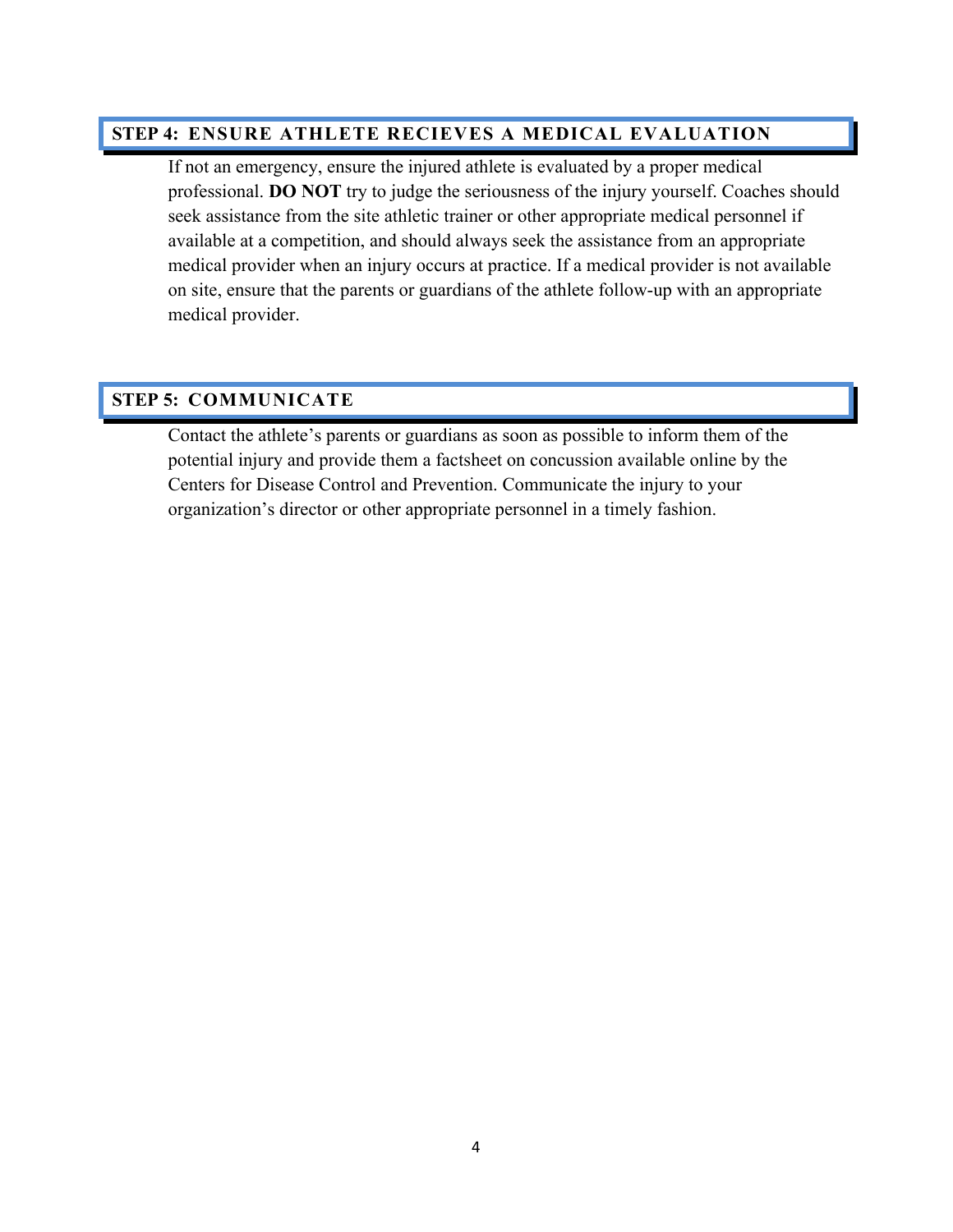## STEP 4: ENSURE ATHLETE RECIEVES A MEDICAL EVALUATION

If not an emergency, ensure the injured athlete is evaluated by a proper medical professional. **DO NOT** try to judge the seriousness of the injury yourself. Coaches should seek assistance from the site athletic trainer or other appropriate medical personnel if available at a competition, and should always seek the assistance from an appropriate medical provider when an injury occurs at practice. If a medical provider is not available on site, ensure that the parents or guardians of the athlete follow-up with an appropriate medical provider.

## STEP 5: COMMUNICATE

Contact the athlete's parents or guardians as soon as possible to inform them of the potential injury and provide them a factsheet on concussion available online by the Centers for Disease Control and Prevention. Communicate the injury to your organization's director or other appropriate personnel in a timely fashion.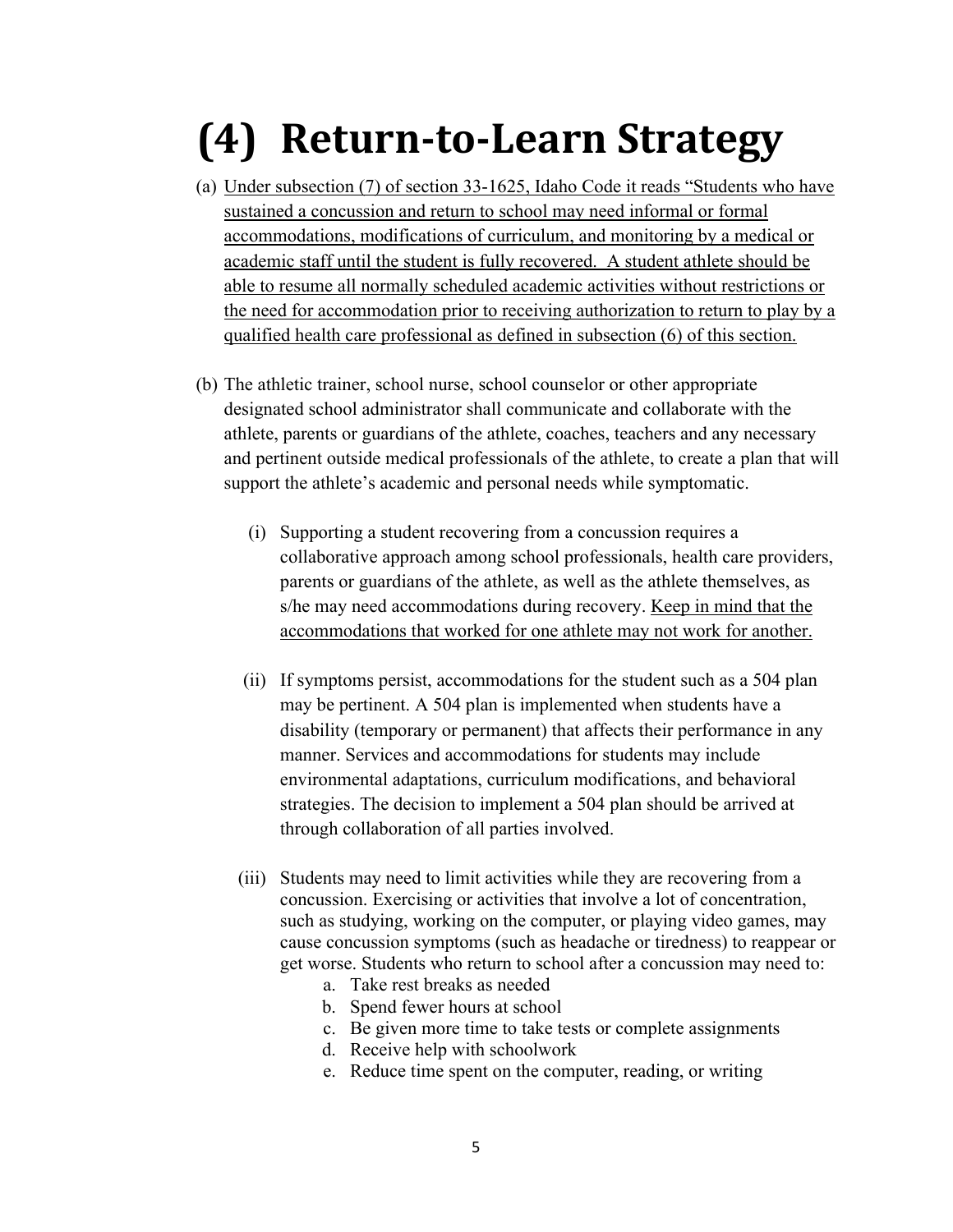# (4) Return-to-Learn Strategy

(a) Under subsection (7) of section 33-1625, Idaho Code it reads "Students who have sustained a concussion and return to school may need informal or formal accommodations, modifications of curriculum, and monitoring by a medical or academic staff until the student is fully recovered. A student athlete should be able to resume all normally scheduled academic activities without restrictions or the need for accommodation prior to receiving authorization to return to play by a qualified health care professional as defined in subsection (6) of this section.

(b) The athletic trainer, school nurse, school counselor or other appropriate designated school administrator shall communicate and collaborate with the athlete, parents or guardians of the athlete, coaches, teachers and any necessary and pertinent outside medical professionals of the athlete, to create a plan that will support the athlete's academic and personal needs while symptomatic.

  (i) Supporting a student recovering from a concussion requires a collaborative approach among school professionals, health care providers, parents or guardians of the athlete, as well as the athlete themselves, as s/he may need accommodations during recovery. Keep in mind that the accommodations that worked for one athlete may not work for another.

  (ii) If symptoms persist, accommodations for the student such as a 504 plan may be pertinent. A 504 plan is implemented when students have a disability (temporary or permanent) that affects their performance in any manner. Services and accommodations for students may include environmental adaptations, curriculum modifications, and behavioral strategies. The decision to implement a 504 plan should be arrived at through collaboration of all parties involved.

  (iii) Students may need to limit activities while they are recovering from a concussion. Exercising or activities that involve a lot of concentration, such as studying, working on the computer, or playing video games, may cause concussion symptoms (such as headache or tiredness) to reappear or get worse. Students who return to school after a concussion may need to:

    a. Take rest breaks as needed
    b. Spend fewer hours at school
    c. Be given more time to take tests or complete assignments
    d. Receive help with schoolwork
    e. Reduce time spent on the computer, reading, or writing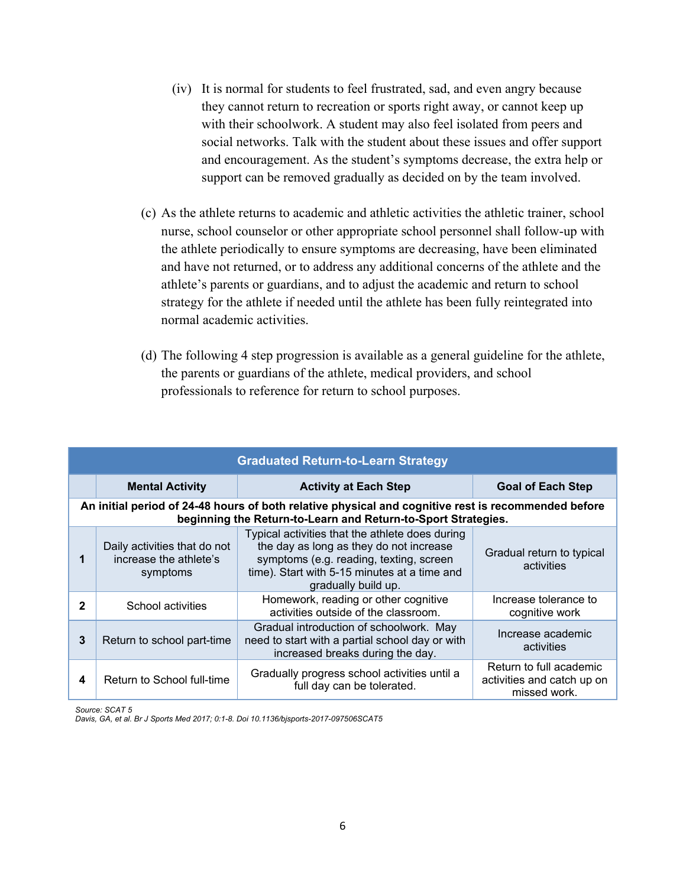(iv) It is normal for students to feel frustrated, sad, and even angry because they cannot return to recreation or sports right away, or cannot keep up with their schoolwork. A student may also feel isolated from peers and social networks. Talk with the student about these issues and offer support and encouragement. As the student's symptoms decrease, the extra help or support can be removed gradually as decided on by the team involved.

(c) As the athlete returns to academic and athletic activities the athletic trainer, school nurse, school counselor or other appropriate school personnel shall follow-up with the athlete periodically to ensure symptoms are decreasing, have been eliminated and have not returned, or to address any additional concerns of the athlete and the athlete's parents or guardians, and to adjust the academic and return to school strategy for the athlete if needed until the athlete has been fully reintegrated into normal academic activities.

(d) The following 4 step progression is available as a general guideline for the athlete, the parents or guardians of the athlete, medical providers, and school professionals to reference for return to school purposes.

| **Graduated Return-to-Learn Strategy** | | | |
|---|---|---|---|
| | **Mental Activity** | **Activity at Each Step** | **Goal of Each Step** |
| **An initial period of 24-48 hours of both relative physical and cognitive rest is recommended before beginning the Return-to-Learn and Return-to-Sport Strategies.** | | | |
| **1** | Daily activities that do not increase the athlete's symptoms | Typical activities that the athlete does during the day as long as they do not increase symptoms (e.g. reading, texting, screen time). Start with 5-15 minutes at a time and gradually build up. | Gradual return to typical activities |
| **2** | School activities | Homework, reading or other cognitive activities outside of the classroom. | Increase tolerance to cognitive work |
| **3** | Return to school part-time | Gradual introduction of schoolwork. May need to start with a partial school day or with increased breaks during the day. | Increase academic activities |
| **4** | Return to School full-time | Gradually progress school activities until a full day can be tolerated. | Return to full academic activities and catch up on missed work. |

*Source: SCAT 5*
*Davis, GA, et al. Br J Sports Med 2017; 0:1-8. Doi 10.1136/bjsports-2017-097506SCAT5*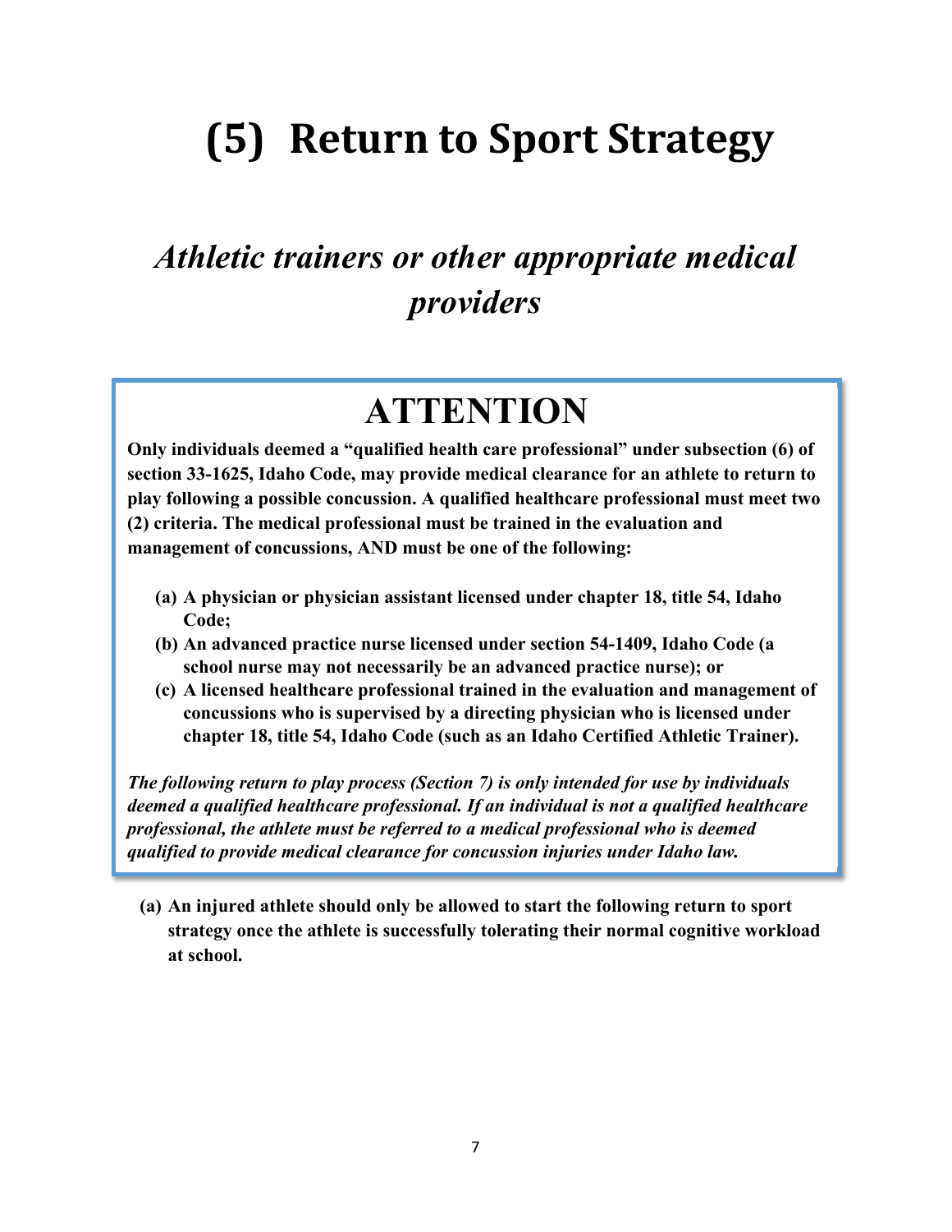# (5) Return to Sport Strategy

## *Athletic trainers or other appropriate medical providers*

## ATTENTION

**Only individuals deemed a "qualified health care professional" under subsection (6) of section 33-1625, Idaho Code, may provide medical clearance for an athlete to return to play following a possible concussion. A qualified healthcare professional must meet two (2) criteria. The medical professional must be trained in the evaluation and management of concussions, AND must be one of the following:**

- **(a) A physician or physician assistant licensed under chapter 18, title 54, Idaho Code;**
- **(b) An advanced practice nurse licensed under section 54-1409, Idaho Code (a school nurse may not necessarily be an advanced practice nurse); or**
- **(c) A licensed healthcare professional trained in the evaluation and management of concussions who is supervised by a directing physician who is licensed under chapter 18, title 54, Idaho Code (such as an Idaho Certified Athletic Trainer).**

***The following return to play process (Section 7) is only intended for use by individuals deemed a qualified healthcare professional. If an individual is not a qualified healthcare professional, the athlete must be referred to a medical professional who is deemed qualified to provide medical clearance for concussion injuries under Idaho law.***

**(a) An injured athlete should only be allowed to start the following return to sport strategy once the athlete is successfully tolerating their normal cognitive workload at school.**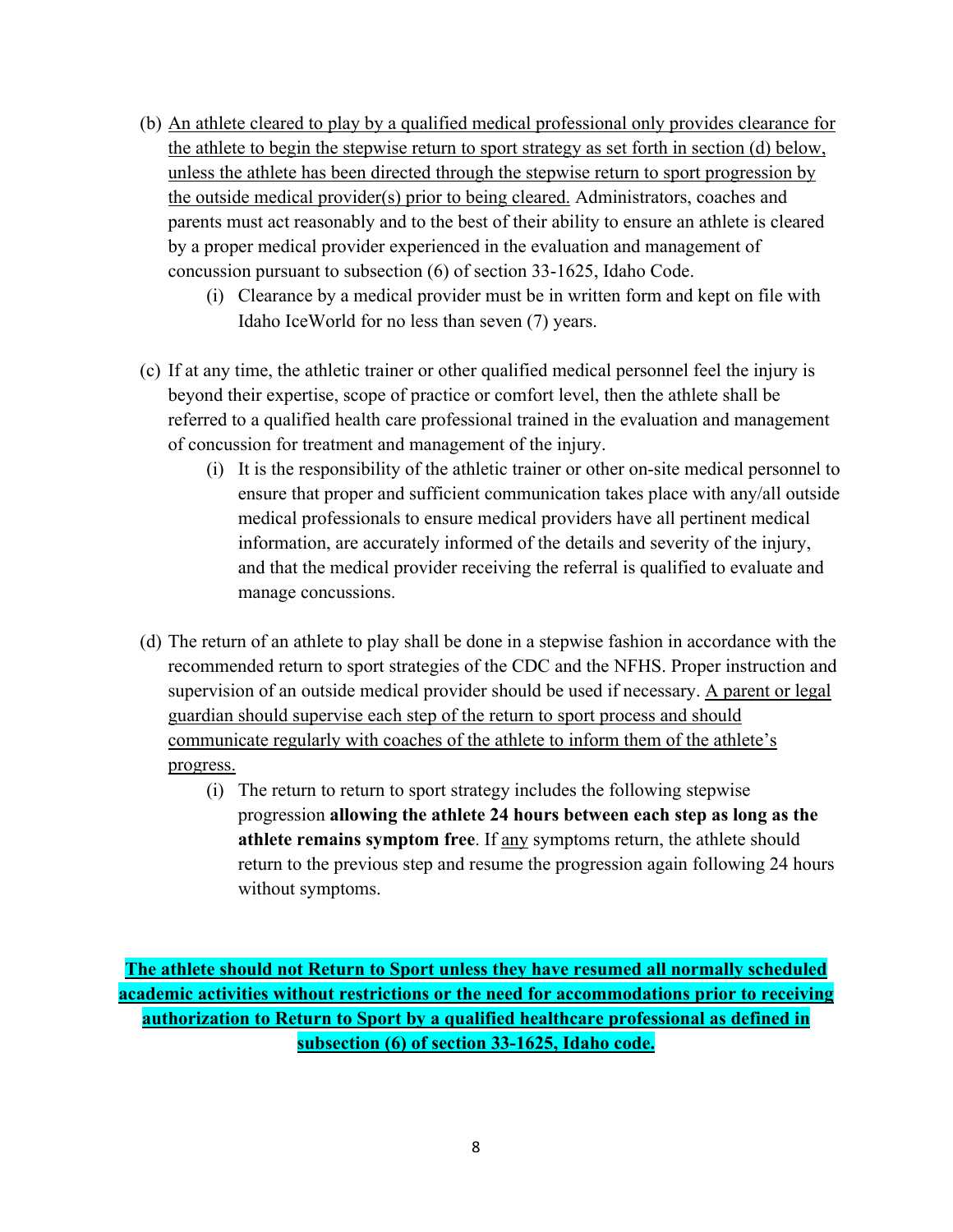(b) An athlete cleared to play by a qualified medical professional only provides clearance for the athlete to begin the stepwise return to sport strategy as set forth in section (d) below, unless the athlete has been directed through the stepwise return to sport progression by the outside medical provider(s) prior to being cleared. Administrators, coaches and parents must act reasonably and to the best of their ability to ensure an athlete is cleared by a proper medical provider experienced in the evaluation and management of concussion pursuant to subsection (6) of section 33-1625, Idaho Code.

  (i) Clearance by a medical provider must be in written form and kept on file with Idaho IceWorld for no less than seven (7) years.

(c) If at any time, the athletic trainer or other qualified medical personnel feel the injury is beyond their expertise, scope of practice or comfort level, then the athlete shall be referred to a qualified health care professional trained in the evaluation and management of concussion for treatment and management of the injury.

  (i) It is the responsibility of the athletic trainer or other on-site medical personnel to ensure that proper and sufficient communication takes place with any/all outside medical professionals to ensure medical providers have all pertinent medical information, are accurately informed of the details and severity of the injury, and that the medical provider receiving the referral is qualified to evaluate and manage concussions.

(d) The return of an athlete to play shall be done in a stepwise fashion in accordance with the recommended return to sport strategies of the CDC and the NFHS. Proper instruction and supervision of an outside medical provider should be used if necessary. A parent or legal guardian should supervise each step of the return to sport process and should communicate regularly with coaches of the athlete to inform them of the athlete's progress.

  (i) The return to return to sport strategy includes the following stepwise progression **allowing the athlete 24 hours between each step as long as the athlete remains symptom free**. If any symptoms return, the athlete should return to the previous step and resume the progression again following 24 hours without symptoms.

**The athlete should not Return to Sport unless they have resumed all normally scheduled academic activities without restrictions or the need for accommodations prior to receiving authorization to Return to Sport by a qualified healthcare professional as defined in subsection (6) of section 33-1625, Idaho code.**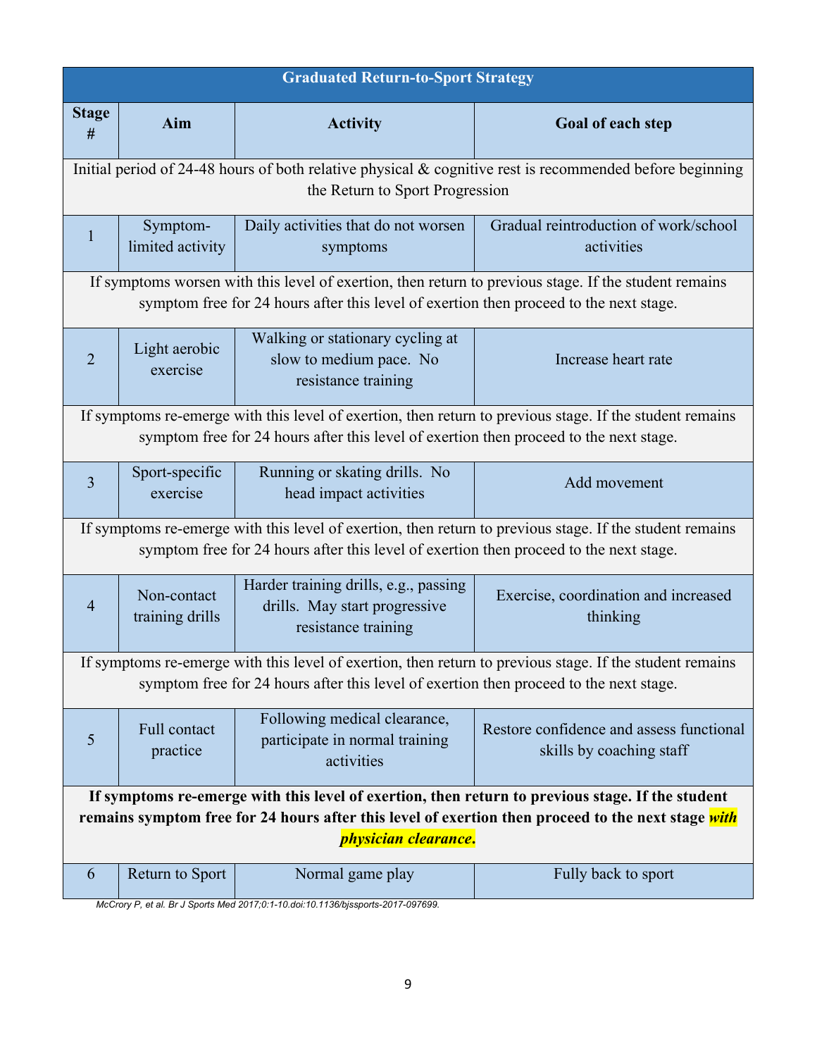| Graduated Return-to-Sport Strategy | | | |
|---|---|---|---|
| **Stage #** | **Aim** | **Activity** | **Goal of each step** |
| Initial period of 24-48 hours of both relative physical & cognitive rest is recommended before beginning the Return to Sport Progression | | | |
| 1 | Symptom-limited activity | Daily activities that do not worsen symptoms | Gradual reintroduction of work/school activities |
| If symptoms worsen with this level of exertion, then return to previous stage. If the student remains symptom free for 24 hours after this level of exertion then proceed to the next stage. | | | |
| 2 | Light aerobic exercise | Walking or stationary cycling at slow to medium pace. No resistance training | Increase heart rate |
| If symptoms re-emerge with this level of exertion, then return to previous stage. If the student remains symptom free for 24 hours after this level of exertion then proceed to the next stage. | | | |
| 3 | Sport-specific exercise | Running or skating drills. No head impact activities | Add movement |
| If symptoms re-emerge with this level of exertion, then return to previous stage. If the student remains symptom free for 24 hours after this level of exertion then proceed to the next stage. | | | |
| 4 | Non-contact training drills | Harder training drills, e.g., passing drills. May start progressive resistance training | Exercise, coordination and increased thinking |
| If symptoms re-emerge with this level of exertion, then return to previous stage. If the student remains symptom free for 24 hours after this level of exertion then proceed to the next stage. | | | |
| 5 | Full contact practice | Following medical clearance, participate in normal training activities | Restore confidence and assess functional skills by coaching staff |
| **If symptoms re-emerge with this level of exertion, then return to previous stage. If the student remains symptom free for 24 hours after this level of exertion then proceed to the next stage *with physician clearance*.** | | | |
| 6 | Return to Sport | Normal game play | Fully back to sport |

*McCrory P, et al. Br J Sports Med 2017;0:1-10.doi:10.1136/bjsports-2017-097699.*